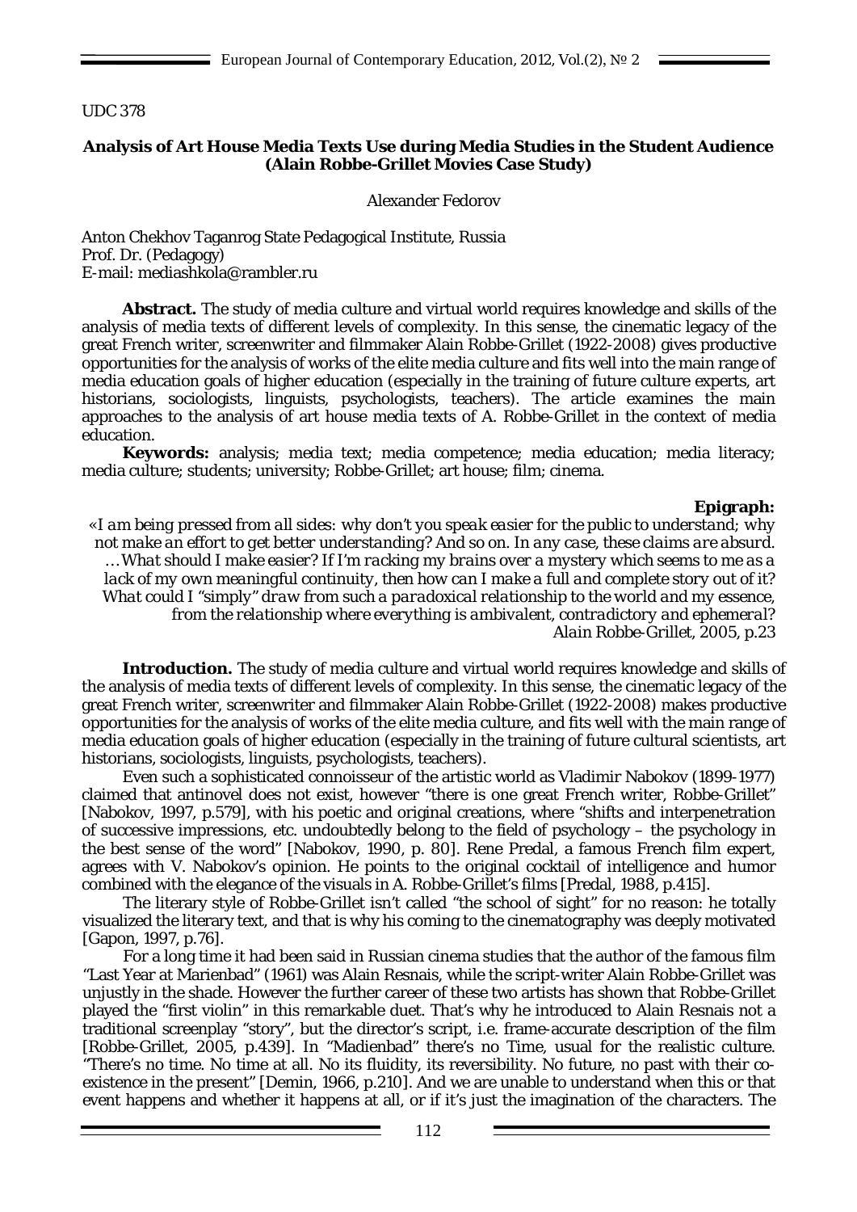UDC 378

**Analysis of Art House Media Texts Use during Media Studies in the Student Audience (Alain Robbe-Grillet Movies Case Study)**

Alexander Fedorov

Anton Chekhov Taganrog State Pedagogical Institute, Russia
Prof. Dr. (Pedagogy)
E-mail: mediashkola@rambler.ru

**Abstract.** The study of media culture and virtual world requires knowledge and skills of the analysis of media texts of different levels of complexity. In this sense, the cinematic legacy of the great French writer, screenwriter and filmmaker Alain Robbe-Grillet (1922-2008) gives productive opportunities for the analysis of works of the elite media culture and fits well into the main range of media education goals of higher education (especially in the training of future culture experts, art historians, sociologists, linguists, psychologists, teachers). The article examines the main approaches to the analysis of art house media texts of A. Robbe-Grillet in the context of media education.

**Keywords:** analysis; media text; media competence; media education; media literacy; media culture; students; university; Robbe-Grillet; art house; film; cinema.

**Epigraph:**

*«I am being pressed from all sides: why don't you speak easier for the public to understand; why not make an effort to get better understanding? And so on. In any case, these claims are absurd. …What should I make easier? If I'm racking my brains over a mystery which seems to me as a lack of my own meaningful continuity, then how can I make a full and complete story out of it? What could I "simply" draw from such a paradoxical relationship to the world and my essence, from the relationship where everything is ambivalent, contradictory and ephemeral?*
*Alain Robbe-Grillet, 2005, p.23*

**Introduction.** The study of media culture and virtual world requires knowledge and skills of the analysis of media texts of different levels of complexity. In this sense, the cinematic legacy of the great French writer, screenwriter and filmmaker Alain Robbe-Grillet (1922-2008) makes productive opportunities for the analysis of works of the elite media culture, and fits well with the main range of media education goals of higher education (especially in the training of future cultural scientists, art historians, sociologists, linguists, psychologists, teachers).

Even such a sophisticated connoisseur of the artistic world as Vladimir Nabokov (1899-1977) claimed that antinovel does not exist, however "there is one great French writer, Robbe-Grillet" [Nabokov, 1997, p.579], with his poetic and original creations, where "shifts and interpenetration of successive impressions, etc. undoubtedly belong to the field of psychology – the psychology in the best sense of the word" [Nabokov, 1990, p. 80]. Rene Predal, a famous French film expert, agrees with V. Nabokov's opinion. He points to the original cocktail of intelligence and humor combined with the elegance of the visuals in A. Robbe-Grillet's films [Predal, 1988, p.415].

The literary style of Robbe-Grillet isn't called "the school of sight" for no reason: he totally visualized the literary text, and that is why his coming to the cinematography was deeply motivated [Gapon, 1997, p.76].

For a long time it had been said in Russian cinema studies that the author of the famous film "Last Year at Marienbad" (1961) was Alain Resnais, while the script-writer Alain Robbe-Grillet was unjustly in the shade. However the further career of these two artists has shown that Robbe-Grillet played the "first violin" in this remarkable duet. That's why he introduced to Alain Resnais not a traditional screenplay "story", but the director's script, i.e. frame-accurate description of the film [Robbe-Grillet, 2005, p.439]. In "Madienbad" there's no Time, usual for the realistic culture. "There's no time. No time at all. No its fluidity, its reversibility. No future, no past with their co-existence in the present" [Demin, 1966, p.210]. And we are unable to understand when this or that event happens and whether it happens at all, or if it's just the imagination of the characters. The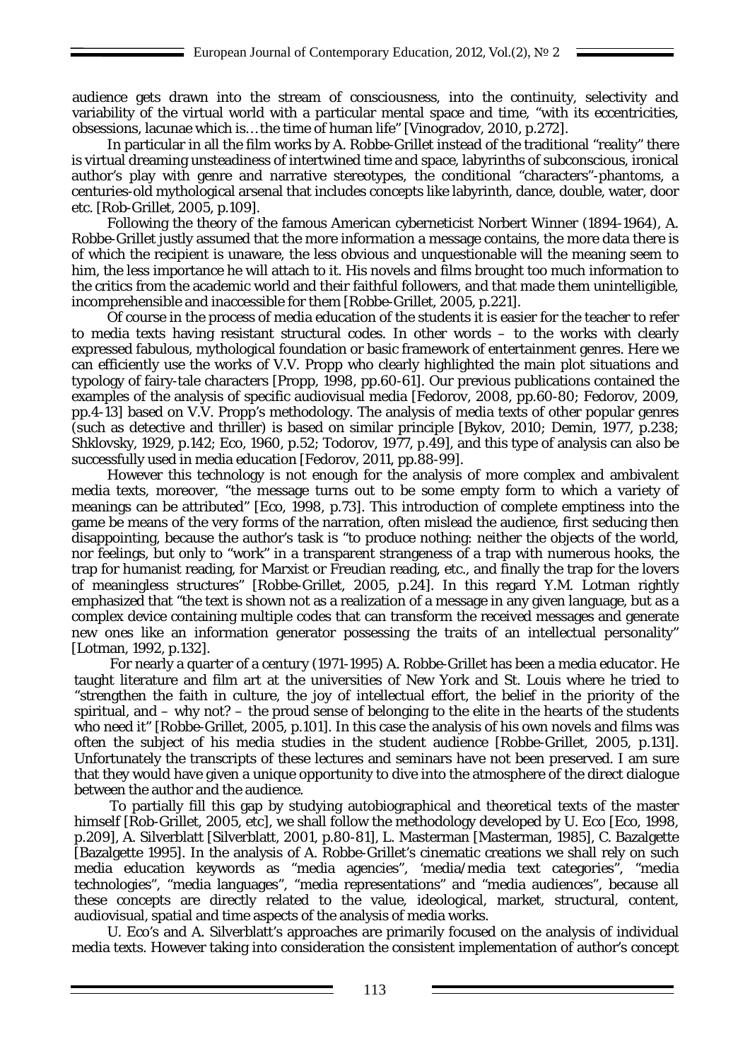audience gets drawn into the stream of consciousness, into the continuity, selectivity and variability of the virtual world with a particular mental space and time, "with its eccentricities, obsessions, lacunae which is…the time of human life" [Vinogradov, 2010, p.272].

In particular in all the film works by A. Robbe-Grillet instead of the traditional "reality" there is virtual dreaming unsteadiness of intertwined time and space, labyrinths of subconscious, ironical author's play with genre and narrative stereotypes, the conditional "characters"-phantoms, a centuries-old mythological arsenal that includes concepts like labyrinth, dance, double, water, door etc. [Rob-Grillet, 2005, p.109].

Following the theory of the famous American cyberneticist Norbert Winner (1894-1964), A. Robbe-Grillet justly assumed that the more information a message contains, the more data there is of which the recipient is unaware, the less obvious and unquestionable will the meaning seem to him, the less importance he will attach to it. His novels and films brought too much information to the critics from the academic world and their faithful followers, and that made them unintelligible, incomprehensible and inaccessible for them [Robbe-Grillet, 2005, p.221].

Of course in the process of media education of the students it is easier for the teacher to refer to media texts having resistant structural codes. In other words – to the works with clearly expressed fabulous, mythological foundation or basic framework of entertainment genres. Here we can efficiently use the works of V.V. Propp who clearly highlighted the main plot situations and typology of fairy-tale characters [Propp, 1998, pp.60-61]. Our previous publications contained the examples of the analysis of specific audiovisual media [Fedorov, 2008, pp.60-80; Fedorov, 2009, pp.4-13] based on V.V. Propp's methodology. The analysis of media texts of other popular genres (such as detective and thriller) is based on similar principle [Bykov, 2010; Demin, 1977, p.238; Shklovsky, 1929, p.142; Eco, 1960, p.52; Todorov, 1977, p.49], and this type of analysis can also be successfully used in media education [Fedorov, 2011, pp.88-99].

However this technology is not enough for the analysis of more complex and ambivalent media texts, moreover, "the message turns out to be some empty form to which a variety of meanings can be attributed" [Eco, 1998, p.73]. This introduction of complete emptiness into the game be means of the very forms of the narration, often mislead the audience, first seducing then disappointing, because the author's task is "to produce nothing: neither the objects of the world, nor feelings, but only to "work" in a transparent strangeness of a trap with numerous hooks, the trap for humanist reading, for Marxist or Freudian reading, etc., and finally the trap for the lovers of meaningless structures" [Robbe-Grillet, 2005, p.24]. In this regard Y.M. Lotman rightly emphasized that "the text is shown not as a realization of a message in any given language, but as a complex device containing multiple codes that can transform the received messages and generate new ones like an information generator possessing the traits of an intellectual personality" [Lotman, 1992, p.132].

For nearly a quarter of a century (1971-1995) A. Robbe-Grillet has been a media educator. He taught literature and film art at the universities of New York and St. Louis where he tried to "strengthen the faith in culture, the joy of intellectual effort, the belief in the priority of the spiritual, and – why not? – the proud sense of belonging to the elite in the hearts of the students who need it" [Robbe-Grillet, 2005, p.101]. In this case the analysis of his own novels and films was often the subject of his media studies in the student audience [Robbe-Grillet, 2005, p.131]. Unfortunately the transcripts of these lectures and seminars have not been preserved. I am sure that they would have given a unique opportunity to dive into the atmosphere of the direct dialogue between the author and the audience.

To partially fill this gap by studying autobiographical and theoretical texts of the master himself [Rob-Grillet, 2005, etc], we shall follow the methodology developed by U. Eco [Eco, 1998, p.209], A. Silverblatt [Silverblatt, 2001, p.80-81], L. Masterman [Masterman, 1985], C. Bazalgette [Bazalgette 1995]. In the analysis of A. Robbe-Grillet's cinematic creations we shall rely on such media education keywords as "media agencies", 'media/media text categories", "media technologies", "media languages", "media representations" and "media audiences", because all these concepts are directly related to the value, ideological, market, structural, content, audiovisual, spatial and time aspects of the analysis of media works.

U. Eco's and A. Silverblatt's approaches are primarily focused on the analysis of individual media texts. However taking into consideration the consistent implementation of author's concept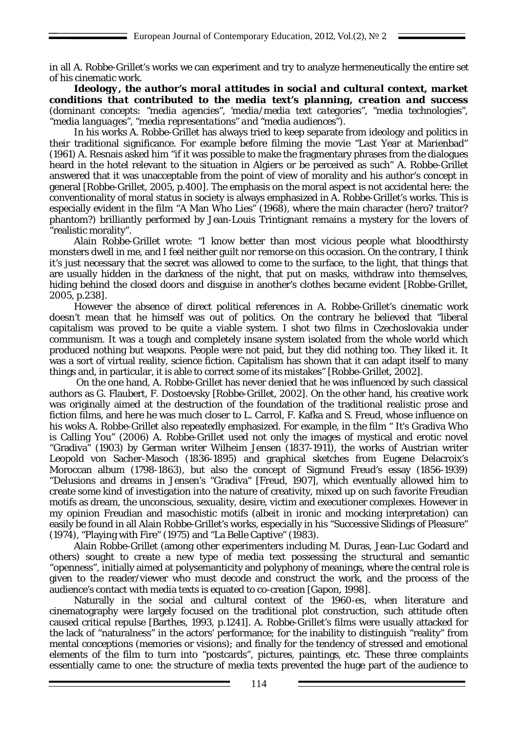in all A. Robbe-Grillet's works we can experiment and try to analyze hermeneutically the entire set of his cinematic work.

***Ideology, the author's moral attitudes in social and cultural context, market conditions that contributed to the media text's planning, creation and success*** *(dominant concepts: "media agencies", 'media/media text categories", "media technologies", "media languages", "media representations" and "media audiences").*

In his works A. Robbe-Grillet has always tried to keep separate from ideology and politics in their traditional significance. For example before filming the movie "Last Year at Marienbad" (1961) A. Resnais asked him "if it was possible to make the fragmentary phrases from the dialogues heard in the hotel relevant to the situation in Algiers or be perceived as such" A. Robbe-Grillet answered that it was unacceptable from the point of view of morality and his author's concept in general [Robbe-Grillet, 2005, p.400]. The emphasis on the moral aspect is not accidental here: the conventionality of moral status in society is always emphasized in A. Robbe-Grillet's works. This is especially evident in the film "A Man Who Lies" (1968), where the main character (hero? traitor? phantom?) brilliantly performed by Jean-Louis Trintignant remains a mystery for the lovers of "realistic morality".

Alain Robbe-Grillet wrote: "I know better than most vicious people what bloodthirsty monsters dwell in me, and I feel neither guilt nor remorse on this occasion. On the contrary, I think it's just necessary that the secret was allowed to come to the surface, to the light, that things that are usually hidden in the darkness of the night, that put on masks, withdraw into themselves, hiding behind the closed doors and disguise in another's clothes became evident [Robbe-Grillet, 2005, p.238].

However the absence of direct political references in A. Robbe-Grillet's cinematic work doesn't mean that he himself was out of politics. On the contrary he believed that "liberal capitalism was proved to be quite a viable system. I shot two films in Czechoslovakia under communism. It was a tough and completely insane system isolated from the whole world which produced nothing but weapons. People were not paid, but they did nothing too. They liked it. It was a sort of virtual reality, science fiction. Capitalism has shown that it can adapt itself to many things and, in particular, it is able to correct some of its mistakes" [Robbe-Grillet, 2002].

On the one hand, A. Robbe-Grillet has never denied that he was influenced by such classical authors as G. Flaubert, F. Dostoevsky [Robbe-Grillet, 2002]. On the other hand, his creative work was originally aimed at the destruction of the foundation of the traditional realistic prose and fiction films, and here he was much closer to L. Carrol, F. Kafka and S. Freud, whose influence on his woks A. Robbe-Grillet also repeatedly emphasized. For example, in the film " It's Gradiva Who is Calling You" (2006) A. Robbe-Grillet used not only the images of mystical and erotic novel "Gradiva" (1903) by German writer Wilheim Jensen (1837-1911), the works of Austrian writer Leopold von Sacher-Masoch (1836-1895) and graphical sketches from Eugene Delacroix's Moroccan album (1798-1863), but also the concept of Sigmund Freud's essay (1856-1939) "Delusions and dreams in Jensen's "Gradiva" [Freud, 1907], which eventually allowed him to create some kind of investigation into the nature of creativity, mixed up on such favorite Freudian motifs as dream, the unconscious, sexuality, desire, victim and executioner complexes. However in my opinion Freudian and masochistic motifs (albeit in ironic and mocking interpretation) can easily be found in all Alain Robbe-Grillet's works, especially in his "Successive Slidings of Pleasure" (1974), "Playing with Fire" (1975) and "La Belle Captive" (1983).

Alain Robbe-Grillet (among other experimenters including M. Duras, Jean-Luc Godard and others) sought to create a new type of media text possessing the structural and semantic "openness", initially aimed at polysemanticity and polyphony of meanings, where the central role is given to the reader/viewer who must decode and construct the work, and the process of the audience's contact with media texts is equated to co-creation [Gapon, 1998].

Naturally in the social and cultural context of the 1960-es, when literature and cinematography were largely focused on the traditional plot construction, such attitude often caused critical repulse [Barthes, 1993, p.1241]. A. Robbe-Grillet's films were usually attacked for the lack of "naturalness" in the actors' performance; for the inability to distinguish "reality" from mental conceptions (memories or visions); and finally for the tendency of stressed and emotional elements of the film to turn into "postcards", pictures, paintings, etc. These three complaints essentially came to one: the structure of media texts prevented the huge part of the audience to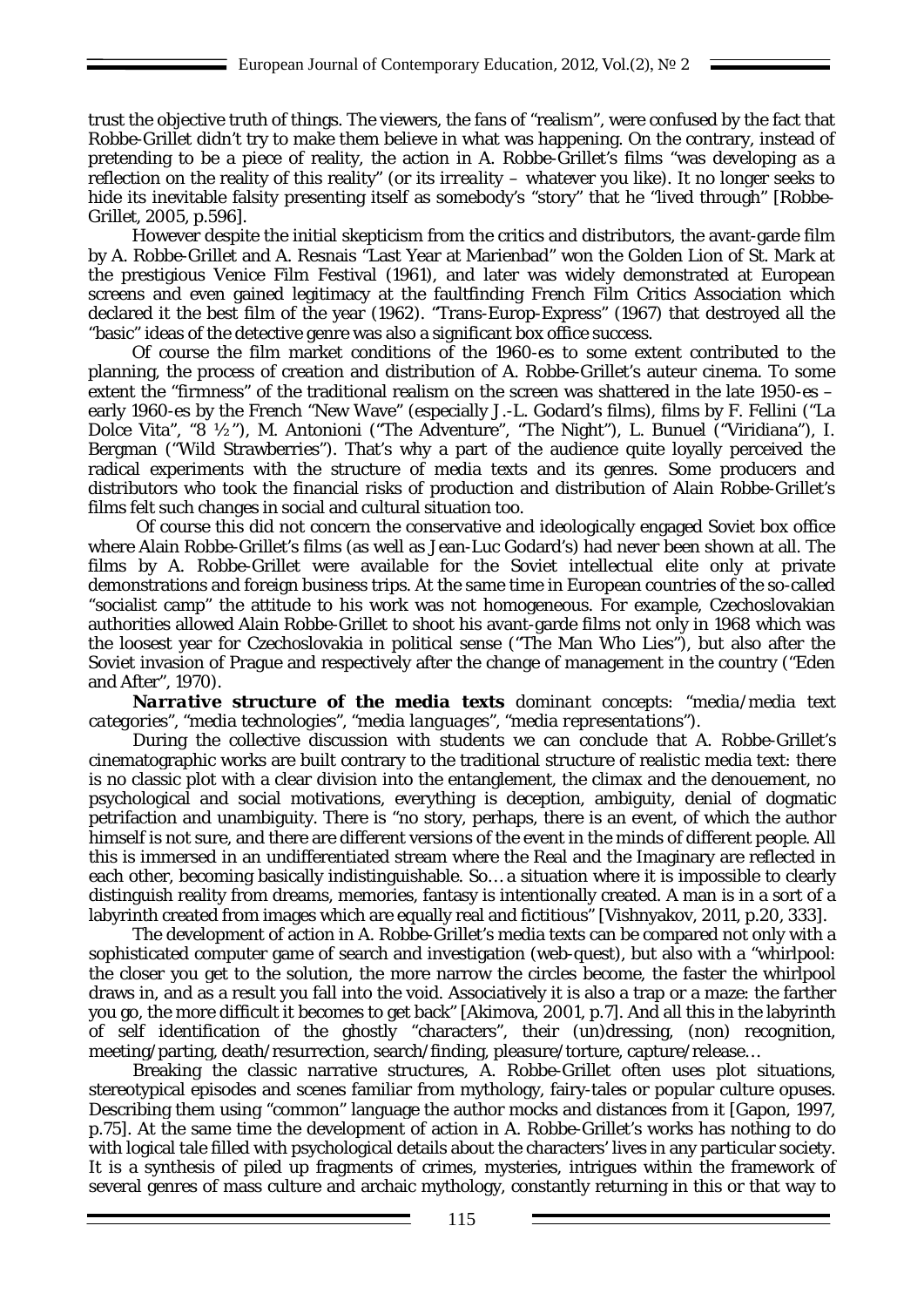trust the objective truth of things. The viewers, the fans of "realism", were confused by the fact that Robbe-Grillet didn't try to make them believe in what was happening. On the contrary, instead of pretending to be a piece of reality, the action in A. Robbe-Grillet's films "was developing as a reflection on the reality of this reality" (or its *irreality* – whatever you like). It no longer seeks to hide its inevitable falsity presenting itself as somebody's "story" that he "lived through" [Robbe-Grillet, 2005, p.596].

However despite the initial skepticism from the critics and distributors, the avant-garde film by A. Robbe-Grillet and A. Resnais "Last Year at Marienbad" won the Golden Lion of St. Mark at the prestigious Venice Film Festival (1961), and later was widely demonstrated at European screens and even gained legitimacy at the faultfinding French Film Critics Association which declared it the best film of the year (1962). "Trans-Europ-Express" (1967) that destroyed all the "basic" ideas of the detective genre was also a significant box office success.

Of course the film market conditions of the 1960-es to some extent contributed to the planning, the process of creation and distribution of A. Robbe-Grillet's auteur cinema. To some extent the "firmness" of the traditional realism on the screen was shattered in the late 1950-es – early 1960-es by the French "New Wave" (especially J.-L. Godard's films), films by F. Fellini ("La Dolce Vita", "8 ½"), M. Antonioni ("The Adventure", "The Night"), L. Bunuel ("Viridiana"), I. Bergman ("Wild Strawberries"). That's why a part of the audience quite loyally perceived the radical experiments with the structure of media texts and its genres. Some producers and distributors who took the financial risks of production and distribution of Alain Robbe-Grillet's films felt such changes in social and cultural situation too.

Of course this did not concern the conservative and ideologically engaged Soviet box office where Alain Robbe-Grillet's films (as well as Jean-Luc Godard's) had never been shown at all. The films by A. Robbe-Grillet were available for the Soviet intellectual elite only at private demonstrations and foreign business trips. At the same time in European countries of the so-called "socialist camp" the attitude to his work was not homogeneous. For example, Czechoslovakian authorities allowed Alain Robbe-Grillet to shoot his avant-garde films not only in 1968 which was the loosest year for Czechoslovakia in political sense ("The Man Who Lies"), but also after the Soviet invasion of Prague and respectively after the change of management in the country ("Eden and After", 1970).

***Narrative structure of the media texts*** *dominant concepts: "media/media text categories", "media technologies", "media languages", "media representations").*

During the collective discussion with students we can conclude that A. Robbe-Grillet's cinematographic works are built contrary to the traditional structure of realistic media text: there is no classic plot with a clear division into the entanglement, the climax and the denouement, no psychological and social motivations, everything is deception, ambiguity, denial of dogmatic petrifaction and unambiguity. There is "no story, perhaps, there is an event, of which the author himself is not sure, and there are different versions of the event in the minds of different people. All this is immersed in an undifferentiated stream where the Real and the Imaginary are reflected in each other, becoming basically indistinguishable. So… a situation where it is impossible to clearly distinguish reality from dreams, memories, fantasy is intentionally created. A man is in a sort of a labyrinth created from images which are equally real and fictitious" [Vishnyakov, 2011, p.20, 333].

The development of action in A. Robbe-Grillet's media texts can be compared not only with a sophisticated computer game of search and investigation (web-quest), but also with a "whirlpool: the closer you get to the solution, the more narrow the circles become, the faster the whirlpool draws in, and as a result you fall into the void. Associatively it is also a trap or a maze: the farther you go, the more difficult it becomes to get back" [Akimova, 2001, p.7]. And all this in the labyrinth of self identification of the ghostly "characters", their (un)dressing, (non) recognition, meeting/parting, death/resurrection, search/finding, pleasure/torture, capture/release…

Breaking the classic narrative structures, A. Robbe-Grillet often uses plot situations, stereotypical episodes and scenes familiar from mythology, fairy-tales or popular culture opuses. Describing them using "common" language the author mocks and distances from it [Gapon, 1997, p.75]. At the same time the development of action in A. Robbe-Grillet's works has nothing to do with logical tale filled with psychological details about the characters' lives in any particular society. It is a synthesis of piled up fragments of crimes, mysteries, intrigues within the framework of several genres of mass culture and archaic mythology, constantly returning in this or that way to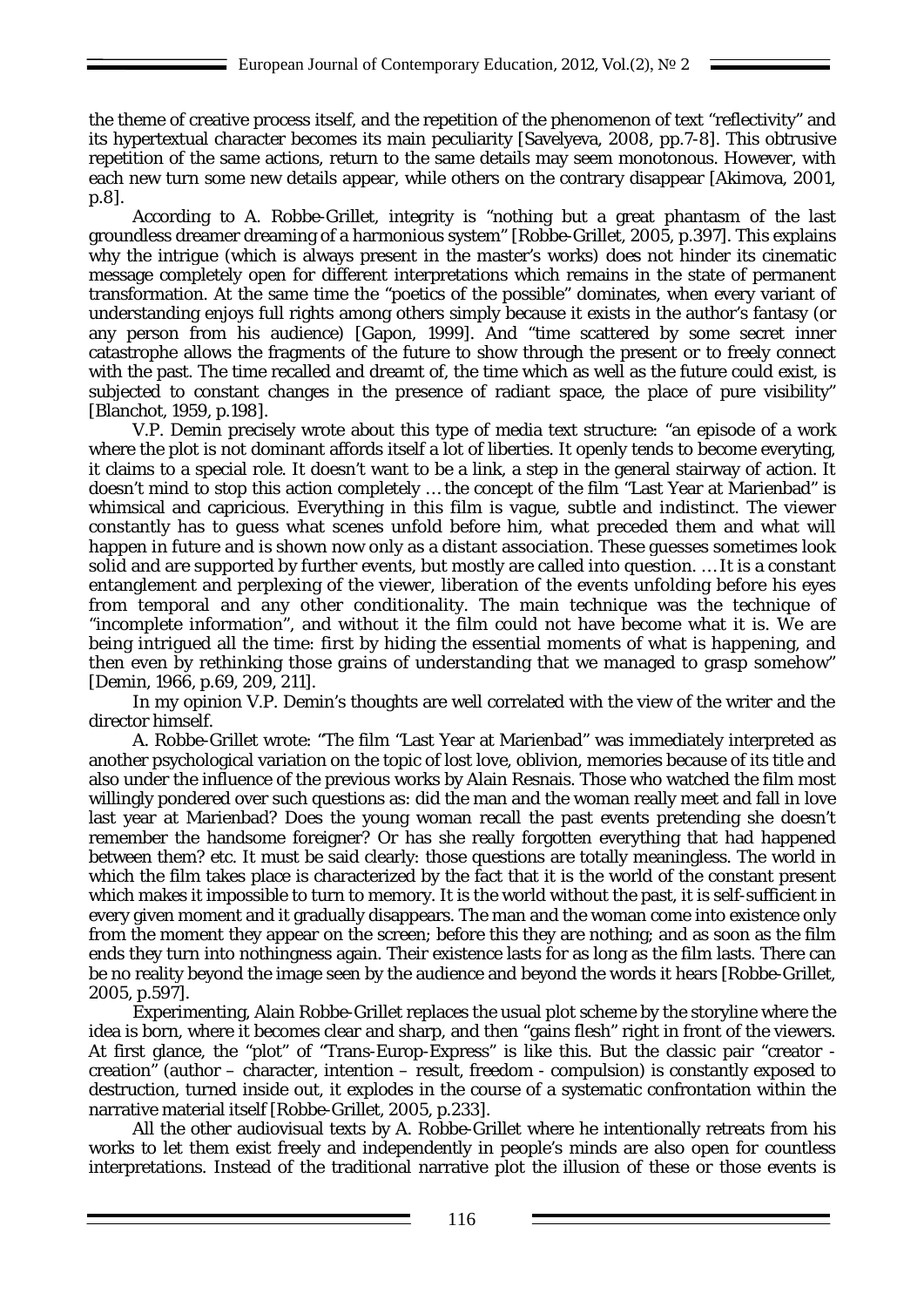the theme of creative process itself, and the repetition of the phenomenon of text "reflectivity" and its hypertextual character becomes its main peculiarity [Savelyeva, 2008, pp.7-8]. This obtrusive repetition of the same actions, return to the same details may seem monotonous. However, with each new turn some new details appear, while others on the contrary disappear [Akimova, 2001, p.8].

According to A. Robbe-Grillet, integrity is "nothing but a great phantasm of the last groundless dreamer dreaming of a harmonious system" [Robbe-Grillet, 2005, p.397]. This explains why the intrigue (which is always present in the master's works) does not hinder its cinematic message completely open for different interpretations which remains in the state of permanent transformation. At the same time the "poetics of the possible" dominates, when every variant of understanding enjoys full rights among others simply because it exists in the author's fantasy (or any person from his audience) [Gapon, 1999]. And "time scattered by some secret inner catastrophe allows the fragments of the future to show through the present or to freely connect with the past. The time recalled and dreamt of, the time which as well as the future could exist, is subjected to constant changes in the presence of radiant space, the place of pure visibility" [Blanchot, 1959, p.198].

V.P. Demin precisely wrote about this type of media text structure: "an episode of a work where the plot is not dominant affords itself a lot of liberties. It openly tends to become everyting, it claims to a special role. It doesn't want to be a link, a step in the general stairway of action. It doesn't mind to stop this action completely … the concept of the film "Last Year at Marienbad" is whimsical and capricious. Everything in this film is vague, subtle and indistinct. The viewer constantly has to guess what scenes unfold before him, what preceded them and what will happen in future and is shown now only as a distant association. These guesses sometimes look solid and are supported by further events, but mostly are called into question. … It is a constant entanglement and perplexing of the viewer, liberation of the events unfolding before his eyes from temporal and any other conditionality. The main technique was the technique of "incomplete information", and without it the film could not have become what it is. We are being intrigued all the time: first by hiding the essential moments of what is happening, and then even by rethinking those grains of understanding that we managed to grasp somehow" [Demin, 1966, p.69, 209, 211].

In my opinion V.P. Demin's thoughts are well correlated with the view of the writer and the director himself.

A. Robbe-Grillet wrote: "The film "Last Year at Marienbad" was immediately interpreted as another psychological variation on the topic of lost love, oblivion, memories because of its title and also under the influence of the previous works by Alain Resnais. Those who watched the film most willingly pondered over such questions as: did the man and the woman really meet and fall in love last year at Marienbad? Does the young woman recall the past events pretending she doesn't remember the handsome foreigner? Or has she really forgotten everything that had happened between them? etc. It must be said clearly: those questions are totally meaningless. The world in which the film takes place is characterized by the fact that it is the world of the constant present which makes it impossible to turn to memory. It is the world without the past, it is self-sufficient in every given moment and it gradually disappears. The man and the woman come into existence only from the moment they appear on the screen; before this they are nothing; and as soon as the film ends they turn into nothingness again. Their existence lasts for as long as the film lasts. There can be no reality beyond the image seen by the audience and beyond the words it hears [Robbe-Grillet, 2005, p.597].

Experimenting, Alain Robbe-Grillet replaces the usual plot scheme by the storyline where the idea is born, where it becomes clear and sharp, and then "gains flesh" right in front of the viewers. At first glance, the "plot" of "Trans-Europ-Express" is like this. But the classic pair "creator - creation" (author – character, intention – result, freedom - compulsion) is constantly exposed to destruction, turned inside out, it explodes in the course of a systematic confrontation within the narrative material itself [Robbe-Grillet, 2005, p.233].

All the other audiovisual texts by A. Robbe-Grillet where he intentionally retreats from his works to let them exist freely and independently in people's minds are also open for countless interpretations. Instead of the traditional narrative plot the illusion of these or those events is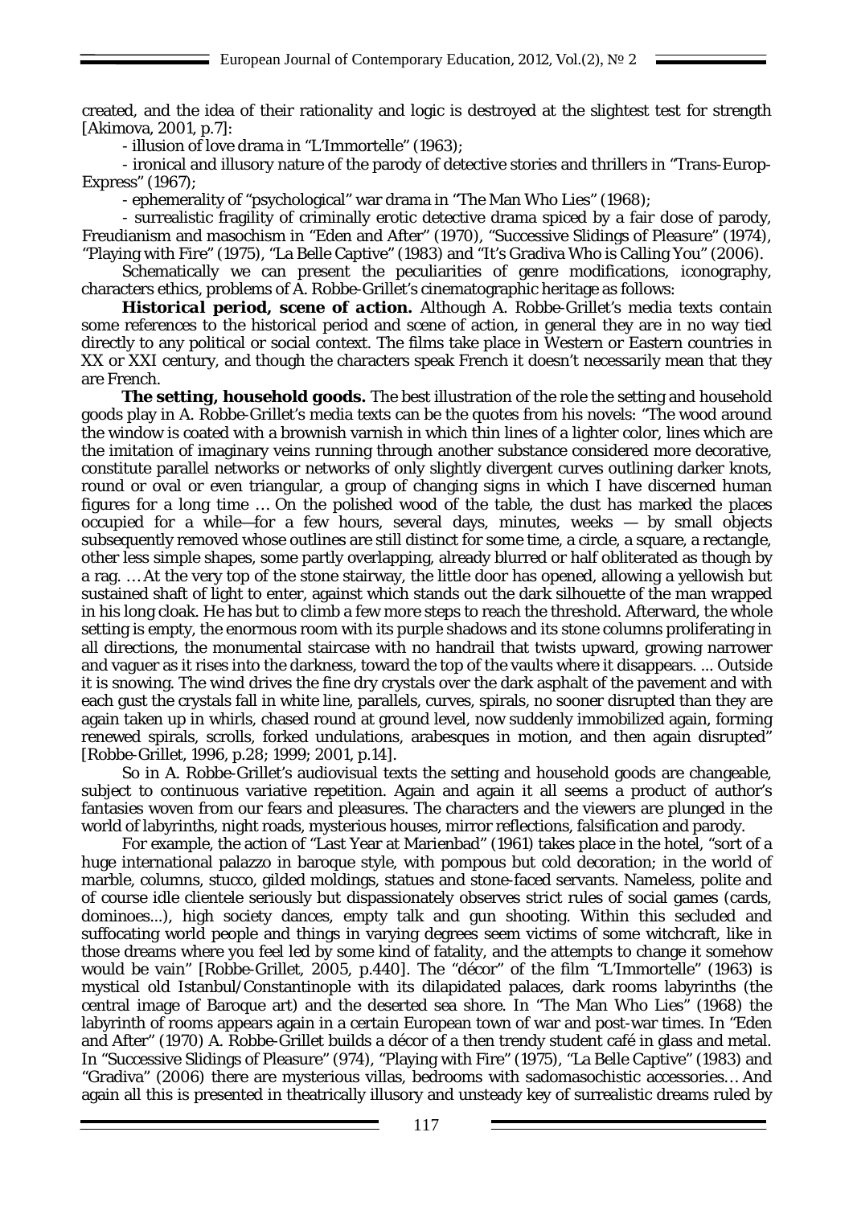created, and the idea of their rationality and logic is destroyed at the slightest test for strength [Akimova, 2001, p.7]:

- illusion of love drama in "L'Immortelle" (1963);
- ironical and illusory nature of the parody of detective stories and thrillers in "Trans-Europ-Express" (1967);
- ephemerality of "psychological" war drama in "The Man Who Lies" (1968);
- surrealistic fragility of criminally erotic detective drama spiced by a fair dose of parody, Freudianism and masochism in "Eden and After" (1970), "Successive Slidings of Pleasure" (1974), "Playing with Fire" (1975), "La Belle Captive" (1983) and "It's Gradiva Who is Calling You" (2006).

Schematically we can present the peculiarities of genre modifications, iconography, characters ethics, problems of A. Robbe-Grillet's cinematographic heritage as follows:

***Historical period, scene of action.*** Although A. Robbe-Grillet's media texts contain some references to the historical period and scene of action, in general they are in no way tied directly to any political or social context. The films take place in Western or Eastern countries in XX or XXI century, and though the characters speak French it doesn't necessarily mean that they are French.

**The setting, household goods.** The best illustration of the role the setting and household goods play in A. Robbe-Grillet's media texts can be the quotes from his novels: "The wood around the window is coated with a brownish varnish in which thin lines of a lighter color, lines which are the imitation of imaginary veins running through another substance considered more decorative, constitute parallel networks or networks of only slightly divergent curves outlining darker knots, round or oval or even triangular, a group of changing signs in which I have discerned human figures for a long time … On the polished wood of the table, the dust has marked the places occupied for a while—for a few hours, several days, minutes, weeks — by small objects subsequently removed whose outlines are still distinct for some time, a circle, a square, a rectangle, other less simple shapes, some partly overlapping, already blurred or half obliterated as though by a rag. … At the very top of the stone stairway, the little door has opened, allowing a yellowish but sustained shaft of light to enter, against which stands out the dark silhouette of the man wrapped in his long cloak. He has but to climb a few more steps to reach the threshold. Afterward, the whole setting is empty, the enormous room with its purple shadows and its stone columns proliferating in all directions, the monumental staircase with no handrail that twists upward, growing narrower and vaguer as it rises into the darkness, toward the top of the vaults where it disappears. ... Outside it is snowing. The wind drives the fine dry crystals over the dark asphalt of the pavement and with each gust the crystals fall in white line, parallels, curves, spirals, no sooner disrupted than they are again taken up in whirls, chased round at ground level, now suddenly immobilized again, forming renewed spirals, scrolls, forked undulations, arabesques in motion, and then again disrupted" [Robbe-Grillet, 1996, p.28; 1999; 2001, p.14].

So in A. Robbe-Grillet's audiovisual texts the setting and household goods are changeable, subject to continuous variative repetition. Again and again it all seems a product of author's fantasies woven from our fears and pleasures. The characters and the viewers are plunged in the world of labyrinths, night roads, mysterious houses, mirror reflections, falsification and parody.

For example, the action of "Last Year at Marienbad" (1961) takes place in the hotel, "sort of a huge international palazzo in baroque style, with pompous but cold decoration; in the world of marble, columns, stucco, gilded moldings, statues and stone-faced servants. Nameless, polite and of course idle clientele seriously but dispassionately observes strict rules of social games (cards, dominoes...), high society dances, empty talk and gun shooting. Within this secluded and suffocating world people and things in varying degrees seem victims of some witchcraft, like in those dreams where you feel led by some kind of fatality, and the attempts to change it somehow would be vain" [Robbe-Grillet, 2005, p.440]. The "décor" of the film "L'Immortelle" (1963) is mystical old Istanbul/Constantinople with its dilapidated palaces, dark rooms labyrinths (the central image of Baroque art) and the deserted sea shore. In "The Man Who Lies" (1968) the labyrinth of rooms appears again in a certain European town of war and post-war times. In "Eden and After" (1970) A. Robbe-Grillet builds a décor of a then trendy student café in glass and metal. In "Successive Slidings of Pleasure" (974), "Playing with Fire" (1975), "La Belle Captive" (1983) and "Gradiva" (2006) there are mysterious villas, bedrooms with sadomasochistic accessories… And again all this is presented in theatrically illusory and unsteady key of surrealistic dreams ruled by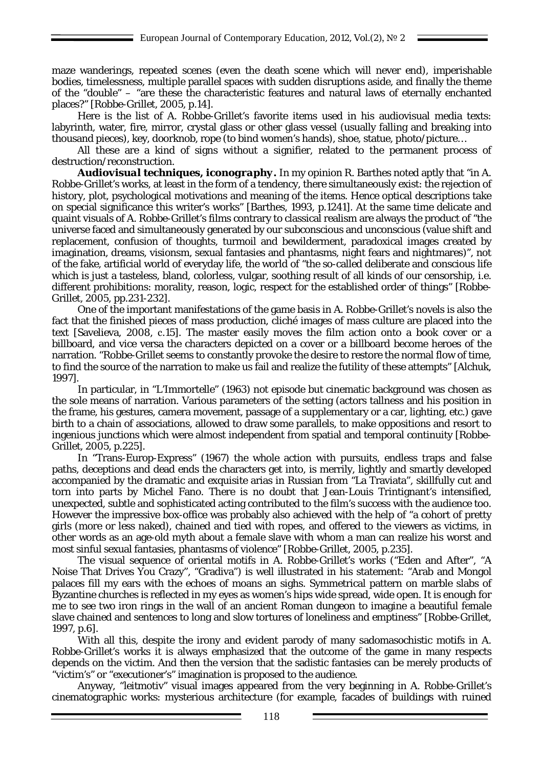maze wanderings, repeated scenes (even the death scene which will never end), imperishable bodies, timelessness, multiple parallel spaces with sudden disruptions aside, and finally the theme of the "double" – "are these the characteristic features and natural laws of eternally enchanted places?" [Robbe-Grillet, 2005, p.14].

Here is the list of A. Robbe-Grillet's favorite items used in his audiovisual media texts: labyrinth, water, fire, mirror, crystal glass or other glass vessel (usually falling and breaking into thousand pieces), key, doorknob, rope (to bind women's hands), shoe, statue, photo/picture…

All these are a kind of signs without a signifier, related to the permanent process of destruction/reconstruction.

***Audiovisual techniques, iconography.*** In my opinion R. Barthes noted aptly that "in A. Robbe-Grillet's works, at least in the form of a tendency, there simultaneously exist: the rejection of history, plot, psychological motivations and meaning of the items. Hence optical descriptions take on special significance this writer's works" [Barthes, 1993, p.1241]. At the same time delicate and quaint visuals of A. Robbe-Grillet's films contrary to classical realism are always the product of "the universe faced and simultaneously generated by our subconscious and unconscious (value shift and replacement, confusion of thoughts, turmoil and bewilderment, paradoxical images created by imagination, dreams, visionsm, sexual fantasies and phantasms, night fears and nightmares)", not of the fake, artificial world of everyday life, the world of "the so-called deliberate and conscious life which is just a tasteless, bland, colorless, vulgar, soothing result of all kinds of our censorship, i.e. different prohibitions: morality, reason, logic, respect for the established order of things" [Robbe-Grillet, 2005, pp.231-232].

One of the important manifestations of the game basis in A. Robbe-Grillet's novels is also the fact that the finished pieces of mass production, cliché images of mass culture are placed into the text [Savelieva, 2008, c.15]. The master easily moves the film action onto a book cover or a billboard, and vice versa the characters depicted on a cover or a billboard become heroes of the narration. "Robbe-Grillet seems to constantly provoke the desire to restore the normal flow of time, to find the source of the narration to make us fail and realize the futility of these attempts" [Alchuk, 1997].

In particular, in "L'Immortelle" (1963) not episode but cinematic background was chosen as the sole means of narration. Various parameters of the setting (actors tallness and his position in the frame, his gestures, camera movement, passage of a supplementary or a car, lighting, etc.) gave birth to a chain of associations, allowed to draw some parallels, to make oppositions and resort to ingenious junctions which were almost independent from spatial and temporal continuity [Robbe-Grillet, 2005, p.225].

In "Trans-Europ-Express" (1967) the whole action with pursuits, endless traps and false paths, deceptions and dead ends the characters get into, is merrily, lightly and smartly developed accompanied by the dramatic and exquisite arias in Russian from "La Traviata", skillfully cut and torn into parts by Michel Fano. There is no doubt that Jean-Louis Trintignant's intensified, unexpected, subtle and sophisticated acting contributed to the film's success with the audience too. However the impressive box-office was probably also achieved with the help of "a cohort of pretty girls (more or less naked), chained and tied with ropes, and offered to the viewers as victims, in other words as an age-old myth about a female slave with whom a man can realize his worst and most sinful sexual fantasies, phantasms of violence" [Robbe-Grillet, 2005, p.235].

The visual sequence of oriental motifs in A. Robbe-Grillet's works ("Eden and After", "A Noise That Drives You Crazy", "Gradiva") is well illustrated in his statement: "Arab and Mongol palaces fill my ears with the echoes of moans an sighs. Symmetrical pattern on marble slabs of Byzantine churches is reflected in my eyes as women's hips wide spread, wide open. It is enough for me to see two iron rings in the wall of an ancient Roman dungeon to imagine a beautiful female slave chained and sentences to long and slow tortures of loneliness and emptiness" [Robbe-Grillet, 1997, p.6].

With all this, despite the irony and evident parody of many sadomasochistic motifs in A. Robbe-Grillet's works it is always emphasized that the outcome of the game in many respects depends on the victim. And then the version that the sadistic fantasies can be merely products of "victim's" or "executioner's" imagination is proposed to the audience.

Anyway, "leitmotiv" visual images appeared from the very beginning in A. Robbe-Grillet's cinematographic works: mysterious architecture (for example, facades of buildings with ruined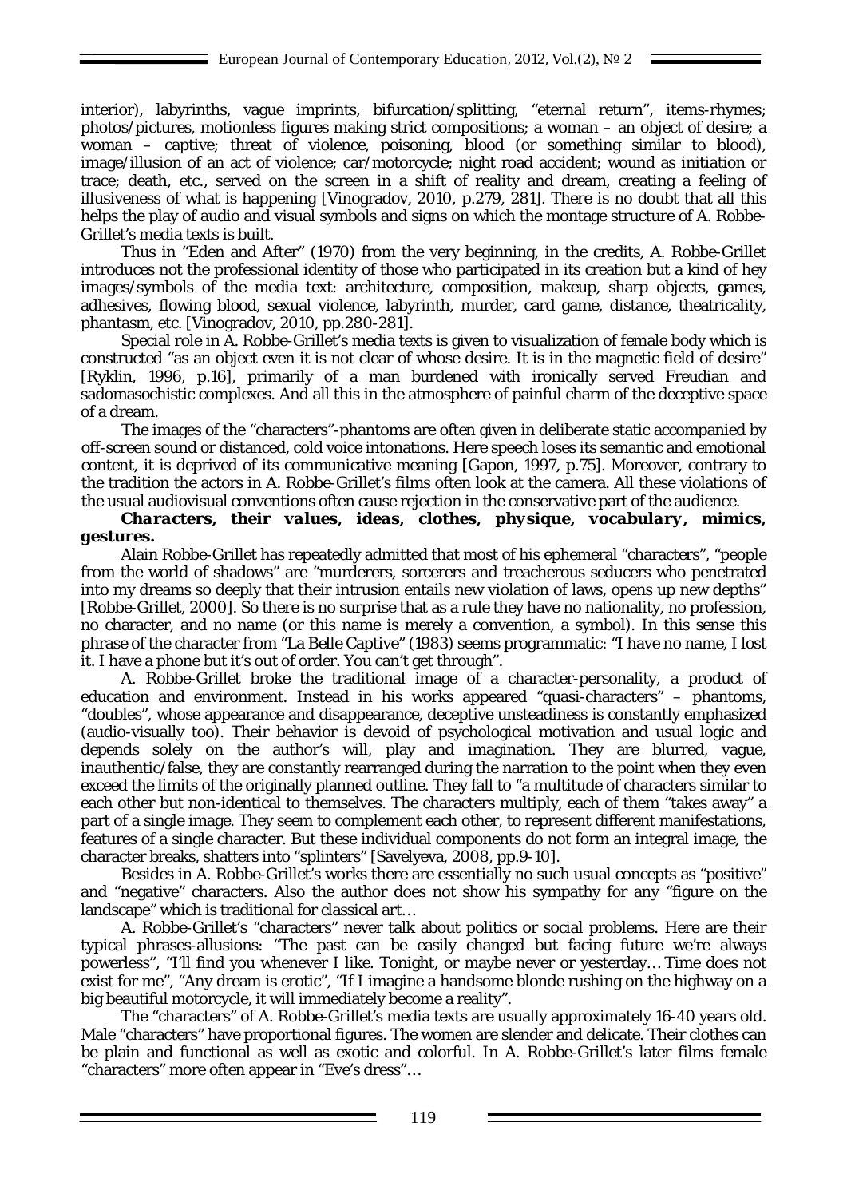interior), labyrinths, vague imprints, bifurcation/splitting, "eternal return", items-rhymes; photos/pictures, motionless figures making strict compositions; a woman – an object of desire; a woman – captive; threat of violence, poisoning, blood (or something similar to blood), image/illusion of an act of violence; car/motorcycle; night road accident; wound as initiation or trace; death, etc., served on the screen in a shift of reality and dream, creating a feeling of illusiveness of what is happening [Vinogradov, 2010, p.279, 281]. There is no doubt that all this helps the play of audio and visual symbols and signs on which the montage structure of A. Robbe-Grillet's media texts is built.

Thus in "Eden and After" (1970) from the very beginning, in the credits, A. Robbe-Grillet introduces not the professional identity of those who participated in its creation but a kind of hey images/symbols of the media text: architecture, composition, makeup, sharp objects, games, adhesives, flowing blood, sexual violence, labyrinth, murder, card game, distance, theatricality, phantasm, etc. [Vinogradov, 2010, pp.280-281].

Special role in A. Robbe-Grillet's media texts is given to visualization of female body which is constructed "as an object even it is not clear of whose desire. It is in the magnetic field of desire" [Ryklin, 1996, p.16], primarily of a man burdened with ironically served Freudian and sadomasochistic complexes. And all this in the atmosphere of painful charm of the deceptive space of a dream.

The images of the "characters"-phantoms are often given in deliberate static accompanied by off-screen sound or distanced, cold voice intonations. Here speech loses its semantic and emotional content, it is deprived of its communicative meaning [Gapon, 1997, p.75]. Moreover, contrary to the tradition the actors in A. Robbe-Grillet's films often look at the camera. All these violations of the usual audiovisual conventions often cause rejection in the conservative part of the audience.

***Characters, their values, ideas, clothes, physique, vocabulary, mimics, gestures.***

Alain Robbe-Grillet has repeatedly admitted that most of his ephemeral "characters", "people from the world of shadows" are "murderers, sorcerers and treacherous seducers who penetrated into my dreams so deeply that their intrusion entails new violation of laws, opens up new depths" [Robbe-Grillet, 2000]. So there is no surprise that as a rule they have no nationality, no profession, no character, and no name (or this name is merely a convention, a symbol). In this sense this phrase of the character from "La Belle Captive" (1983) seems programmatic: "I have no name, I lost it. I have a phone but it's out of order. You can't get through".

A. Robbe-Grillet broke the traditional image of a character-personality, a product of education and environment. Instead in his works appeared "quasi-characters" – phantoms, "doubles", whose appearance and disappearance, deceptive unsteadiness is constantly emphasized (audio-visually too). Their behavior is devoid of psychological motivation and usual logic and depends solely on the author's will, play and imagination. They are blurred, vague, inauthentic/false, they are constantly rearranged during the narration to the point when they even exceed the limits of the originally planned outline. They fall to "a multitude of characters similar to each other but non-identical to themselves. The characters multiply, each of them "takes away" a part of a single image. They seem to complement each other, to represent different manifestations, features of a single character. But these individual components do not form an integral image, the character breaks, shatters into "splinters" [Savelyeva, 2008, pp.9-10].

Besides in A. Robbe-Grillet's works there are essentially no such usual concepts as "positive" and "negative" characters. Also the author does not show his sympathy for any "figure on the landscape" which is traditional for classical art…

A. Robbe-Grillet's "characters" never talk about politics or social problems. Here are their typical phrases-allusions: "The past can be easily changed but facing future we're always powerless", "I'll find you whenever I like. Tonight, or maybe never or yesterday… Time does not exist for me", "Any dream is erotic", "If I imagine a handsome blonde rushing on the highway on a big beautiful motorcycle, it will immediately become a reality".

The "characters" of A. Robbe-Grillet's media texts are usually approximately 16-40 years old. Male "characters" have proportional figures. The women are slender and delicate. Their clothes can be plain and functional as well as exotic and colorful. In A. Robbe-Grillet's later films female "characters" more often appear in "Eve's dress"…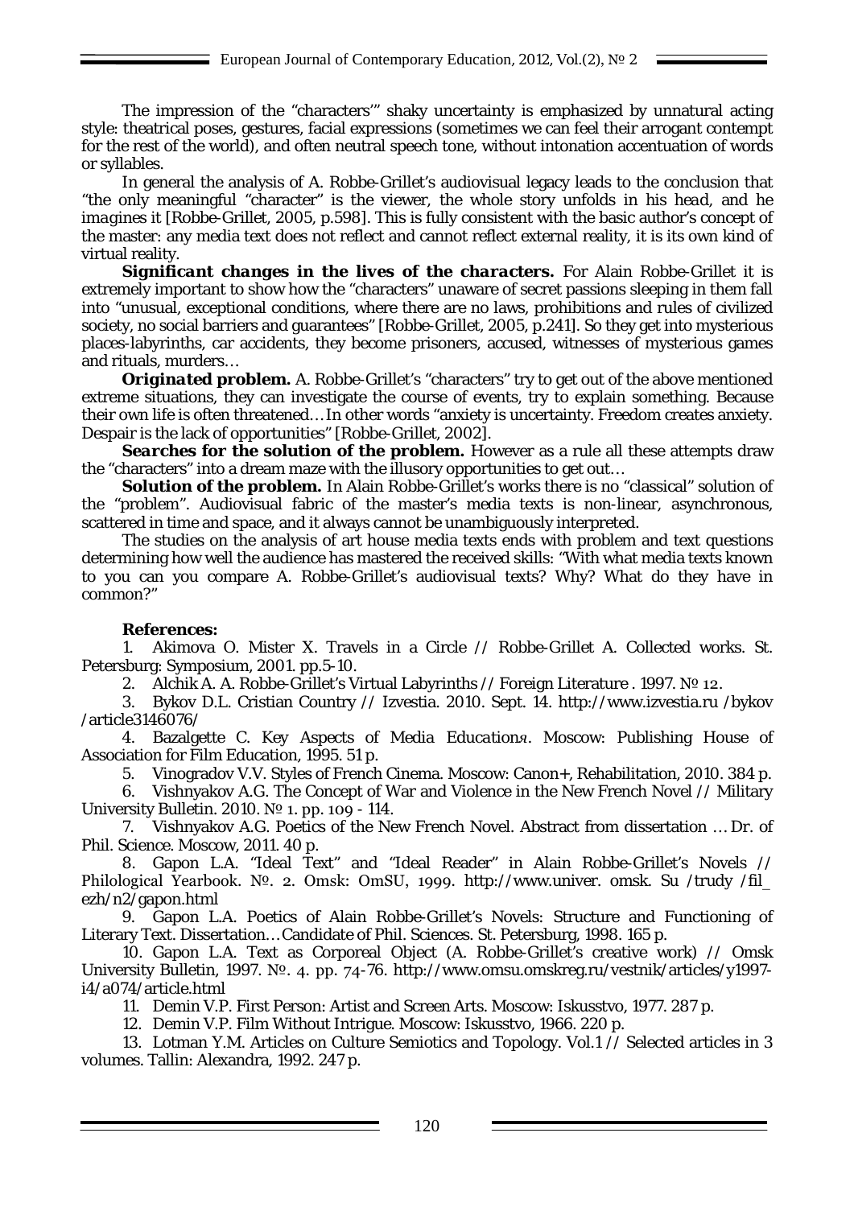The impression of the "characters'" shaky uncertainty is emphasized by unnatural acting style: theatrical poses, gestures, facial expressions (sometimes we can feel their arrogant contempt for the rest of the world), and often neutral speech tone, without intonation accentuation of words or syllables.

In general the analysis of A. Robbe-Grillet's audiovisual legacy leads to the conclusion that "the only meaningful "character" is the viewer, the whole story unfolds in his *head*, and he *imagines* it [Robbe-Grillet, 2005, p.598]. This is fully consistent with the basic author's concept of the master: any media text does not reflect and cannot reflect external reality, it is its own kind of virtual reality.

***Significant changes in the lives of the characters.*** For Alain Robbe-Grillet it is extremely important to show how the "characters" unaware of secret passions sleeping in them fall into "unusual, exceptional conditions, where there are no laws, prohibitions and rules of civilized society, no social barriers and guarantees" [Robbe-Grillet, 2005, p.241]. So they get into mysterious places-labyrinths, car accidents, they become prisoners, accused, witnesses of mysterious games and rituals, murders…

***Originated problem.*** A. Robbe-Grillet's "characters" try to get out of the above mentioned extreme situations, they can investigate the course of events, try to explain something. Because their own life is often threatened… In other words "anxiety is uncertainty. Freedom creates anxiety. Despair is the lack of opportunities" [Robbe-Grillet, 2002].

***Searches for the solution of the problem.*** However as a rule all these attempts draw the "characters" into a dream maze with the illusory opportunities to get out…

***Solution of the problem.*** In Alain Robbe-Grillet's works there is no "classical" solution of the "problem". Audiovisual fabric of the master's media texts is non-linear, asynchronous, scattered in time and space, and it always cannot be unambiguously interpreted.

The studies on the analysis of art house media texts ends with problem and text questions determining how well the audience has mastered the received skills: "With what media texts known to you can you compare A. Robbe-Grillet's audiovisual texts? Why? What do they have in common?"

**References:**

1. Akimova O. Mister X. Travels in a Circle // Robbe-Grillet A. Collected works. St. Petersburg: Symposium, 2001. pp.5-10.
2. Alchik A. A. Robbe-Grillet's Virtual Labyrinths // Foreign Literature . 1997. № 12.
3. Bykov D.L. Cristian Country // Izvestia. 2010. Sept. 14. http://www.izvestia.ru /bykov /article3146076/
4. Bazalgette C. Key Aspects of Media Education*я*. Moscow: Publishing House of Association for Film Education, 1995. 51 p.
5. Vinogradov V.V. Styles of French Cinema. Moscow: Canon+, Rehabilitation, 2010. 384 p.
6. Vishnyakov A.G. The Concept of War and Violence in the New French Novel // Military University Bulletin. 2010. № 1. pp. 109 - 114.
7. Vishnyakov A.G. Poetics of the New French Novel. Abstract from dissertation … Dr. of Phil. Science. Moscow, 2011. 40 p.
8. Gapon L.A. "Ideal Text" and "Ideal Reader" in Alain Robbe-Grillet's Novels // Philological Yearbook. №. 2. Omsk: OmSU, 1999. http://www.univer. omsk. Su /trudy /fil_ ezh/n2/gapon.html
9. Gapon L.A. Poetics of Alain Robbe-Grillet's Novels: Structure and Functioning of Literary Text. Dissertation… Candidate of Phil. Sciences. St. Petersburg, 1998. 165 p.
10. Gapon L.A. Text as Corporeal Object (A. Robbe-Grillet's creative work) // Omsk University Bulletin, 1997. №. 4. pp. 74-76. http://www.omsu.omskreg.ru/vestnik/articles/y1997-i4/a074/article.html
11. Demin V.P. First Person: Artist and Screen Arts. Moscow: Iskusstvo, 1977. 287 p.
12. Demin V.P. Film Without Intrigue. Moscow: Iskusstvo, 1966. 220 p.
13. Lotman Y.M. Articles on Culture Semiotics and Topology. Vol.1 // Selected articles in 3 volumes. Tallin: Alexandra, 1992. 247 p.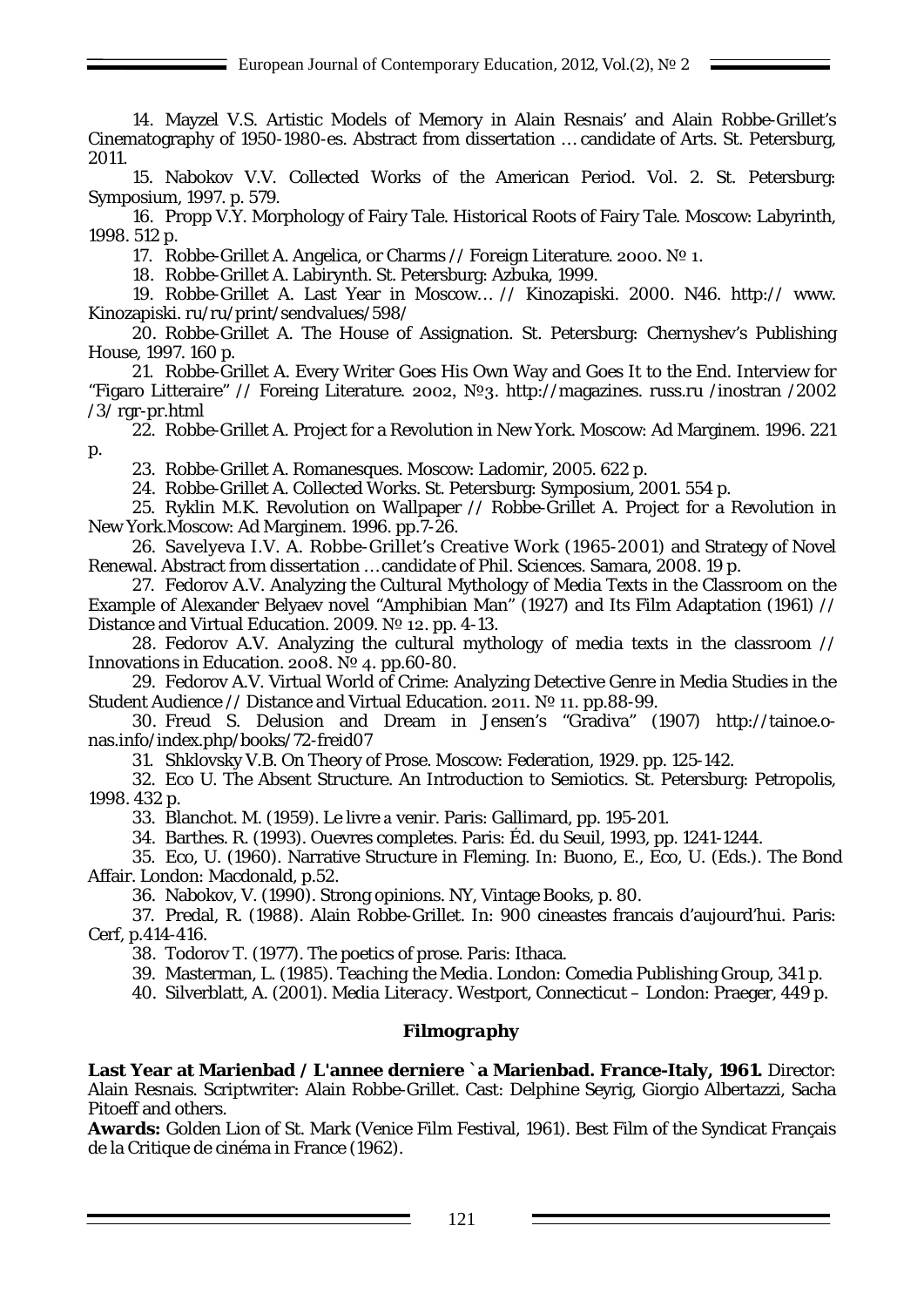14. Mayzel V.S. Artistic Models of Memory in Alain Resnais' and Alain Robbe-Grillet's Cinematography of 1950-1980-es. Abstract from dissertation … candidate of Arts. St. Petersburg, 2011.

15. Nabokov V.V. Collected Works of the American Period. Vol. 2. St. Petersburg: Symposium, 1997. p. 579.

16. Propp V.Y. Morphology of Fairy Tale. Historical Roots of Fairy Tale. Moscow: Labyrinth, 1998. 512 p.

17. Robbe-Grillet A. Angelica, or Charms // Foreign Literature. 2000. № 1.

18. Robbe-Grillet A. Labirynth. St. Petersburg: Azbuka, 1999.

19. Robbe-Grillet A. Last Year in Moscow… // Kinozapiski. 2000. N46. http:// www. Kinozapiski. ru/ru/print/sendvalues/598/

20. Robbe-Grillet A. The House of Assignation. St. Petersburg: Chernyshev's Publishing House, 1997. 160 p.

21. Robbe-Grillet A. Every Writer Goes His Own Way and Goes It to the End. Interview for "Figaro Litteraire" // Foreing Literature. 2002, №3. http://magazines. russ.ru /inostran /2002 /3/ rgr-pr.html

22. Robbe-Grillet A. Project for a Revolution in New York. Moscow: Ad Marginem. 1996. 221 p.

23. Robbe-Grillet A. Romanesques. Moscow: Ladomir, 2005. 622 p.

24. Robbe-Grillet A. Collected Works. St. Petersburg: Symposium, 2001. 554 p.

25. Ryklin M.K. Revolution on Wallpaper // Robbe-Grillet A. Project for a Revolution in New York.Moscow: Ad Marginem. 1996. pp.7-26.

26. Savelyeva I.V. A. Robbe-Grillet's Creative Work (1965-2001) and Strategy of Novel Renewal. Abstract from dissertation … candidate of Phil. Sciences. Samara, 2008. 19 p.

27. Fedorov A.V. Analyzing the Cultural Mythology of Media Texts in the Classroom on the Example of Alexander Belyaev novel "Amphibian Man" (1927) and Its Film Adaptation (1961) // Distance and Virtual Education. 2009. № 12. pp. 4-13.

28. Fedorov A.V. Analyzing the cultural mythology of media texts in the classroom // Innovations in Education. 2008. № 4. pp.60-80.

29. Fedorov A.V. Virtual World of Crime: Analyzing Detective Genre in Media Studies in the Student Audience // Distance and Virtual Education. 2011. № 11. pp.88-99.

30. Freud S. Delusion and Dream in Jensen's "Gradiva" (1907) http://tainoe.o-nas.info/index.php/books/72-freid07

31. Shklovsky V.B. On Theory of Prose. Moscow: Federation, 1929. pp. 125-142.

32. Eco U. The Absent Structure. An Introduction to Semiotics. St. Petersburg: Petropolis, 1998. 432 p.

33. Blanchot. M. (1959). *Le livre a venir*. Paris: Gallimard, pp. 195-201.

34. Barthes. R. (1993). *Ouevres completes*. Paris: Éd. du Seuil, 1993, pp. 1241-1244.

35. Eco, U. (1960). Narrative Structure in Fleming. In: Buono, E., Eco, U. (Eds.). The Bond Affair. London: Macdonald, p.52.

36. Nabokov, V. (1990). Strong opinions. NY, Vintage Books, p. 80.

37. Predal, R. (1988). Alain Robbe-Grillet. In: 900 cineastes francais d'aujourd'hui. Paris: Cerf, p.414-416.

38. Todorov T. (1977). The poetics of prose. Paris: Ithaca.

39. Masterman, L. (1985). *Teaching the Media*. London: Comedia Publishing Group, 341 p.

40. Silverblatt, A. (2001). *Media Literacy*. Westport, Connecticut – London: Praeger, 449 p.

## *Filmography*

**Last Year at Marienbad / L'annee derniere `a Marienbad. France-Italy, 1961.** Director: Alain Resnais. Scriptwriter: Alain Robbe-Grillet. Cast: Delphine Seyrig, Giorgio Albertazzi, Sacha Pitoeff and others.

**Awards:** Golden Lion of St. Mark (Venice Film Festival, 1961). Best Film of the Syndicat Français de la Critique de cinéma in France (1962).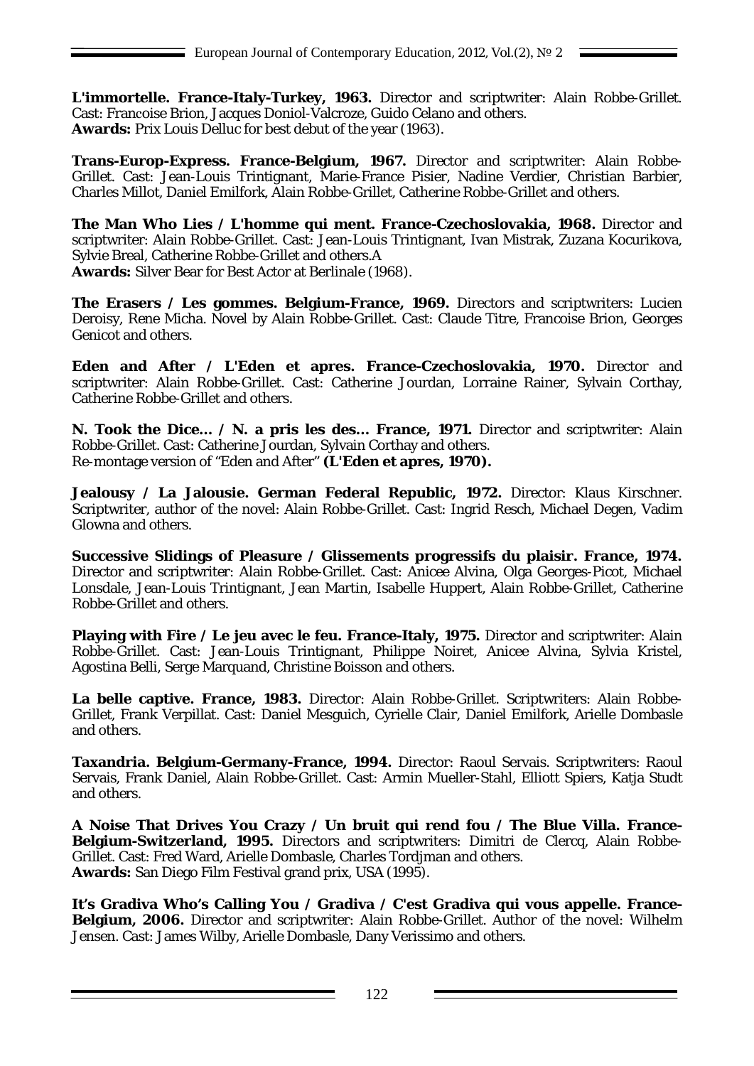**L'immortelle. France-Italy-Turkey, 1963.** Director and scriptwriter: Alain Robbe-Grillet. Cast: Francoise Brion, Jacques Doniol-Valcroze, Guido Celano and others.
**Awards:** Prix Louis Delluc for best debut of the year (1963).

**Trans-Europ-Express. France-Belgium, 1967.** Director and scriptwriter: Alain Robbe-Grillet. Cast: Jean-Louis Trintignant, Marie-France Pisier, Nadine Verdier, Christian Barbier, Charles Millot, Daniel Emilfork, Alain Robbe-Grillet, Catherine Robbe-Grillet and others.

**The Man Who Lies / L'homme qui ment. France-Czechoslovakia, 1968.** Director and scriptwriter: Alain Robbe-Grillet. Cast: Jean-Louis Trintignant, Ivan Mistrak, Zuzana Kocurikova, Sylvie Breal, Catherine Robbe-Grillet and others.A
**Awards:** Silver Bear for Best Actor at Berlinale (1968).

**The Erasers / Les gommes. Belgium-France, 1969.** Directors and scriptwriters: Lucien Deroisy, Rene Micha. Novel by Alain Robbe-Grillet. Cast: Claude Titre, Francoise Brion, Georges Genicot and others.

**Eden and After / L'Eden et apres. France-Czechoslovakia, 1970.** Director and scriptwriter: Alain Robbe-Grillet. Cast: Catherine Jourdan, Lorraine Rainer, Sylvain Corthay, Catherine Robbe-Grillet and others.

**N. Took the Dice... / N. a pris les des... France, 1971.** Director and scriptwriter: Alain Robbe-Grillet. Cast: Catherine Jourdan, Sylvain Corthay and others.
Re-montage version of "Eden and After" **(L'Eden et apres, 1970).**

**Jealousy / La Jalousie. German Federal Republic, 1972.** Director: Klaus Kirschner. Scriptwriter, author of the novel: Alain Robbe-Grillet. Cast: Ingrid Resch, Michael Degen, Vadim Glowna and others.

**Successive Slidings of Pleasure / Glissements progressifs du plaisir. France, 1974.** Director and scriptwriter: Alain Robbe-Grillet. Cast: Anicee Alvina, Olga Georges-Picot, Michael Lonsdale, Jean-Louis Trintignant, Jean Martin, Isabelle Huppert, Alain Robbe-Grillet, Catherine Robbe-Grillet and others.

**Playing with Fire / Le jeu avec le feu. France-Italy, 1975.** Director and scriptwriter: Alain Robbe-Grillet. Cast: Jean-Louis Trintignant, Philippe Noiret, Anicee Alvina, Sylvia Kristel, Agostina Belli, Serge Marquand, Christine Boisson and others.

**La belle captive. France, 1983.** Director: Alain Robbe-Grillet. Scriptwriters: Alain Robbe-Grillet, Frank Verpillat. Cast: Daniel Mesguich, Cyrielle Clair, Daniel Emilfork, Arielle Dombasle and others.

**Taxandria. Belgium-Germany-France, 1994.** Director: Raoul Servais. Scriptwriters: Raoul Servais, Frank Daniel, Alain Robbe-Grillet. Cast: Armin Mueller-Stahl, Elliott Spiers, Katja Studt and others.

**A Noise That Drives You Crazy / Un bruit qui rend fou / The Blue Villa. France-Belgium-Switzerland, 1995.** Directors and scriptwriters: Dimitri de Clercq, Alain Robbe-Grillet. Cast: Fred Ward, Arielle Dombasle, Charles Tordjman and others.
**Awards:** San Diego Film Festival grand prix, USA (1995).

**It's Gradiva Who's Calling You / Gradiva / C'est Gradiva qui vous appelle. France-Belgium, 2006.** Director and scriptwriter: Alain Robbe-Grillet. Author of the novel: Wilhelm Jensen. Cast: James Wilby, Arielle Dombasle, Dany Verissimo and others.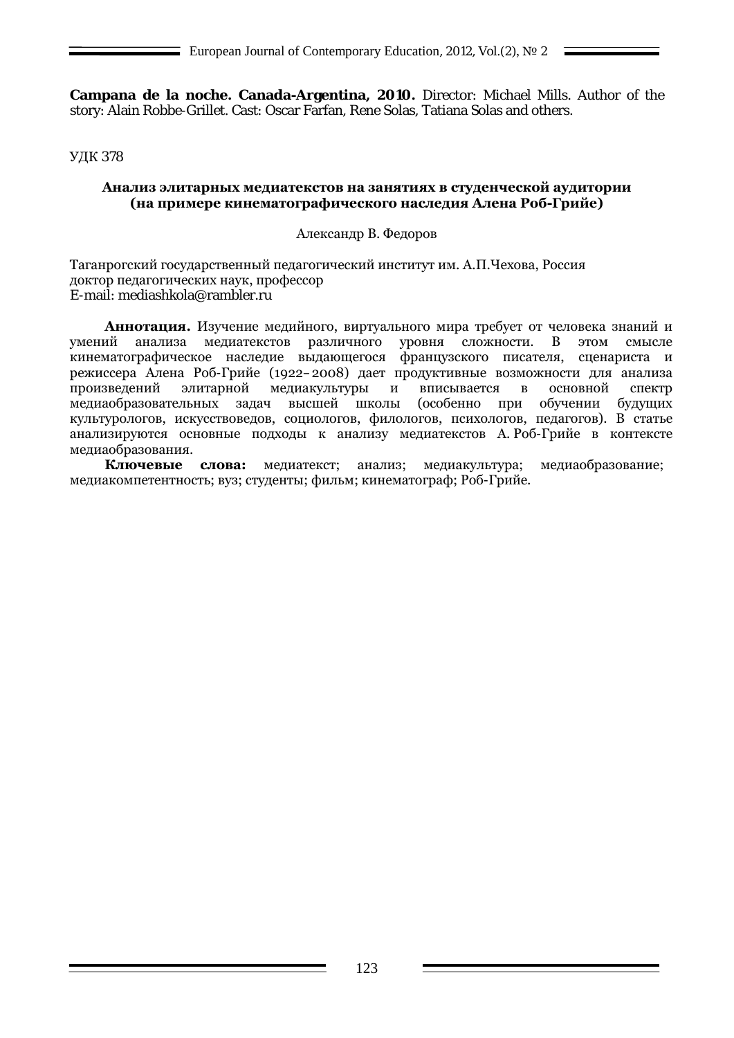**Campana de la noche. Canada-Argentina, 2010.** Director: Michael Mills. Author of the story: Alain Robbe-Grillet. Cast: Oscar Farfan, Rene Solas, Tatiana Solas and others.

УДК 378

## Анализ элитарных медиатекстов на занятиях в студенческой аудитории (на примере кинематографического наследия Алена Роб-Грийе)

Александр В. Федоров

Таганрогский государственный педагогический институт им. А.П.Чехова, Россия
доктор педагогических наук, профессор
E-mail: mediashkola@rambler.ru

**Аннотация.** Изучение медийного, виртуального мира требует от человека знаний и умений анализа медиатекстов различного уровня сложности. В этом смысле кинематографическое наследие выдающегося французского писателя, сценариста и режиссера Алена Роб-Грийе (1922–2008) дает продуктивные возможности для анализа произведений элитарной медиакультуры и вписывается в основной спектр медиаобразовательных задач высшей школы (особенно при обучении будущих культурологов, искусствоведов, социологов, филологов, психологов, педагогов). В статье анализируются основные подходы к анализу медиатекстов А. Роб-Грийе в контексте медиаобразования.

**Ключевые слова:** медиатекст; анализ; медиакультура; медиаобразование; медиакомпетентность; вуз; студенты; фильм; кинематограф; Роб-Грийе.